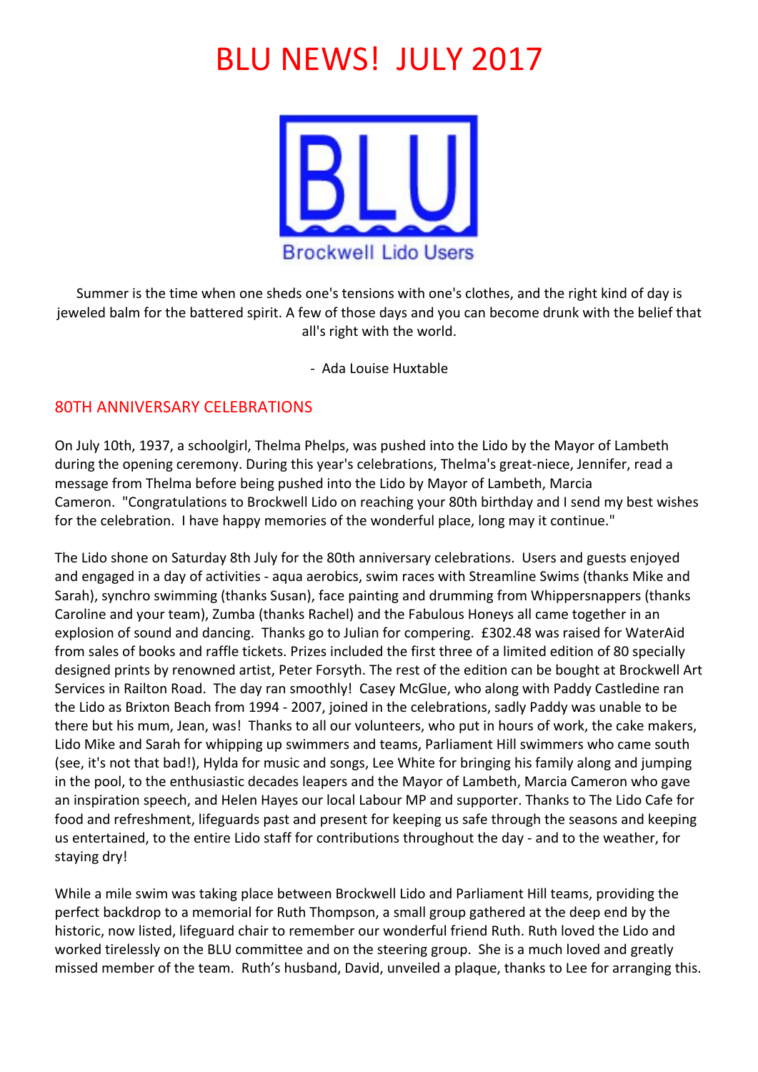# BLU NEWS! JULY 2017

Brockwell Lido Users

Summer is the time when one sheds one's tensions with one's clothes, and the right kind of day is jeweled balm for the battered spirit. A few of those days and you can become drunk with the belief that all's right with the world.

- Ada Louise Huxtable

## 80TH ANNIVERSARY CELEBRATIONS

On July 10th, 1937, a schoolgirl, Thelma Phelps, was pushed into the Lido by the Mayor of Lambeth during the opening ceremony. During this year's celebrations, Thelma's great-niece, Jennifer, read a message from Thelma before being pushed into the Lido by Mayor of Lambeth, Marcia Cameron. "Congratulations to Brockwell Lido on reaching your 80th birthday and I send my best wishes for the celebration. I have happy memories of the wonderful place, long may it continue."

The Lido shone on Saturday 8th July for the 80th anniversary celebrations. Users and guests enjoyed and engaged in a day of activities - aqua aerobics, swim races with Streamline Swims (thanks Mike and Sarah), synchro swimming (thanks Susan), face painting and drumming from Whippersnappers (thanks Caroline and your team), Zumba (thanks Rachel) and the Fabulous Honeys all came together in an explosion of sound and dancing. Thanks go to Julian for compering. £302.48 was raised for WaterAid from sales of books and raffle tickets. Prizes included the first three of a limited edition of 80 specially designed prints by renowned artist, Peter Forsyth. The rest of the edition can be bought at Brockwell Art Services in Railton Road. The day ran smoothly! Casey McGlue, who along with Paddy Castledine ran the Lido as Brixton Beach from 1994 - 2007, joined in the celebrations, sadly Paddy was unable to be there but his mum, Jean, was! Thanks to all our volunteers, who put in hours of work, the cake makers, Lido Mike and Sarah for whipping up swimmers and teams, Parliament Hill swimmers who came south (see, it's not that bad!), Hylda for music and songs, Lee White for bringing his family along and jumping in the pool, to the enthusiastic decades leapers and the Mayor of Lambeth, Marcia Cameron who gave an inspiration speech, and Helen Hayes our local Labour MP and supporter. Thanks to The Lido Cafe for food and refreshment, lifeguards past and present for keeping us safe through the seasons and keeping us entertained, to the entire Lido staff for contributions throughout the day - and to the weather, for staying dry!

While a mile swim was taking place between Brockwell Lido and Parliament Hill teams, providing the perfect backdrop to a memorial for Ruth Thompson, a small group gathered at the deep end by the historic, now listed, lifeguard chair to remember our wonderful friend Ruth. Ruth loved the Lido and worked tirelessly on the BLU committee and on the steering group. She is a much loved and greatly missed member of the team. Ruth's husband, David, unveiled a plaque, thanks to Lee for arranging this.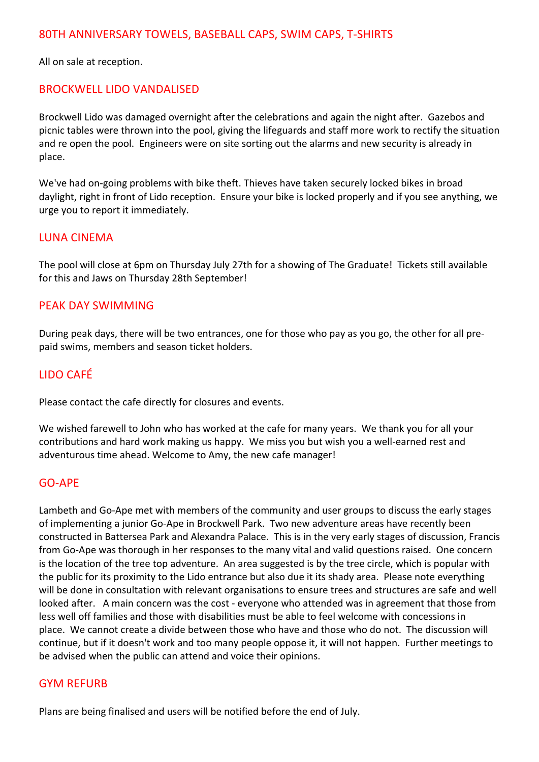## 80TH ANNIVERSARY TOWELS, BASEBALL CAPS, SWIM CAPS, T-SHIRTS

All on sale at reception.

## BROCKWELL LIDO VANDALISED

Brockwell Lido was damaged overnight after the celebrations and again the night after. Gazebos and picnic tables were thrown into the pool, giving the lifeguards and staff more work to rectify the situation and re open the pool. Engineers were on site sorting out the alarms and new security is already in place.

We've had on-going problems with bike theft. Thieves have taken securely locked bikes in broad daylight, right in front of Lido reception. Ensure your bike is locked properly and if you see anything, we urge you to report it immediately.

## LUNA CINEMA

The pool will close at 6pm on Thursday July 27th for a showing of The Graduate! Tickets still available for this and Jaws on Thursday 28th September!

## PEAK DAY SWIMMING

During peak days, there will be two entrances, one for those who pay as you go, the other for all pre-paid swims, members and season ticket holders.

## LIDO CAFÉ

Please contact the cafe directly for closures and events.

We wished farewell to John who has worked at the cafe for many years. We thank you for all your contributions and hard work making us happy. We miss you but wish you a well-earned rest and adventurous time ahead. Welcome to Amy, the new cafe manager!

## GO-APE

Lambeth and Go-Ape met with members of the community and user groups to discuss the early stages of implementing a junior Go-Ape in Brockwell Park. Two new adventure areas have recently been constructed in Battersea Park and Alexandra Palace. This is in the very early stages of discussion, Francis from Go-Ape was thorough in her responses to the many vital and valid questions raised. One concern is the location of the tree top adventure. An area suggested is by the tree circle, which is popular with the public for its proximity to the Lido entrance but also due it its shady area. Please note everything will be done in consultation with relevant organisations to ensure trees and structures are safe and well looked after. A main concern was the cost - everyone who attended was in agreement that those from less well off families and those with disabilities must be able to feel welcome with concessions in place. We cannot create a divide between those who have and those who do not. The discussion will continue, but if it doesn't work and too many people oppose it, it will not happen. Further meetings to be advised when the public can attend and voice their opinions.

## GYM REFURB

Plans are being finalised and users will be notified before the end of July.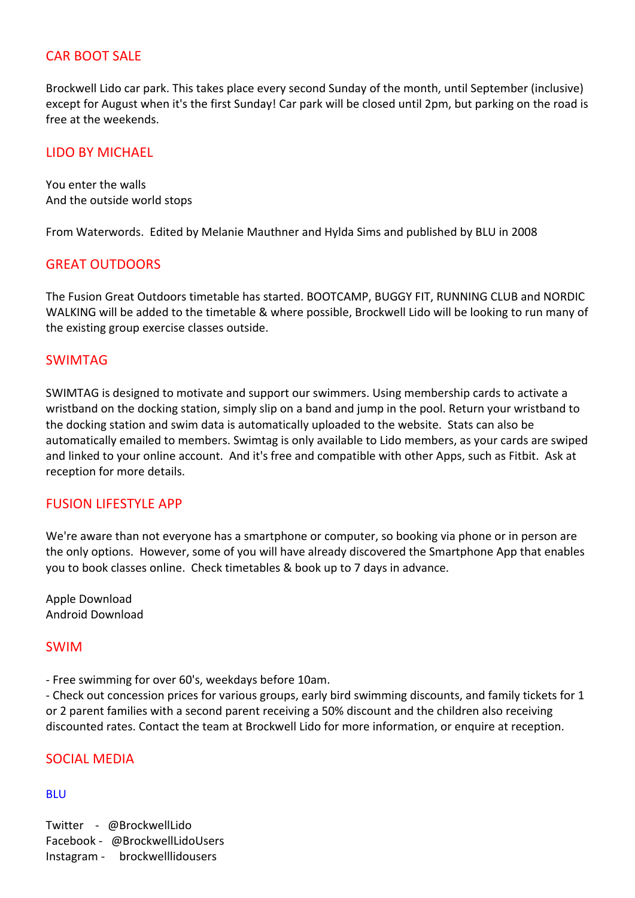## CAR BOOT SALE

Brockwell Lido car park. This takes place every second Sunday of the month, until September (inclusive) except for August when it's the first Sunday! Car park will be closed until 2pm, but parking on the road is free at the weekends.

## LIDO BY MICHAEL

You enter the walls
And the outside world stops

From Waterwords. Edited by Melanie Mauthner and Hylda Sims and published by BLU in 2008

## GREAT OUTDOORS

The Fusion Great Outdoors timetable has started. BOOTCAMP, BUGGY FIT, RUNNING CLUB and NORDIC WALKING will be added to the timetable & where possible, Brockwell Lido will be looking to run many of the existing group exercise classes outside.

## SWIMTAG

SWIMTAG is designed to motivate and support our swimmers. Using membership cards to activate a wristband on the docking station, simply slip on a band and jump in the pool. Return your wristband to the docking station and swim data is automatically uploaded to the website. Stats can also be automatically emailed to members. Swimtag is only available to Lido members, as your cards are swiped and linked to your online account. And it's free and compatible with other Apps, such as Fitbit. Ask at reception for more details.

## FUSION LIFESTYLE APP

We're aware than not everyone has a smartphone or computer, so booking via phone or in person are the only options. However, some of you will have already discovered the Smartphone App that enables you to book classes online. Check timetables & book up to 7 days in advance.

Apple Download
Android Download

## SWIM

- Free swimming for over 60's, weekdays before 10am.
- Check out concession prices for various groups, early bird swimming discounts, and family tickets for 1 or 2 parent families with a second parent receiving a 50% discount and the children also receiving discounted rates. Contact the team at Brockwell Lido for more information, or enquire at reception.

## SOCIAL MEDIA

### BLU

Twitter - @BrockwellLido
Facebook - @BrockwellLidoUsers
Instagram - brockwelllidousers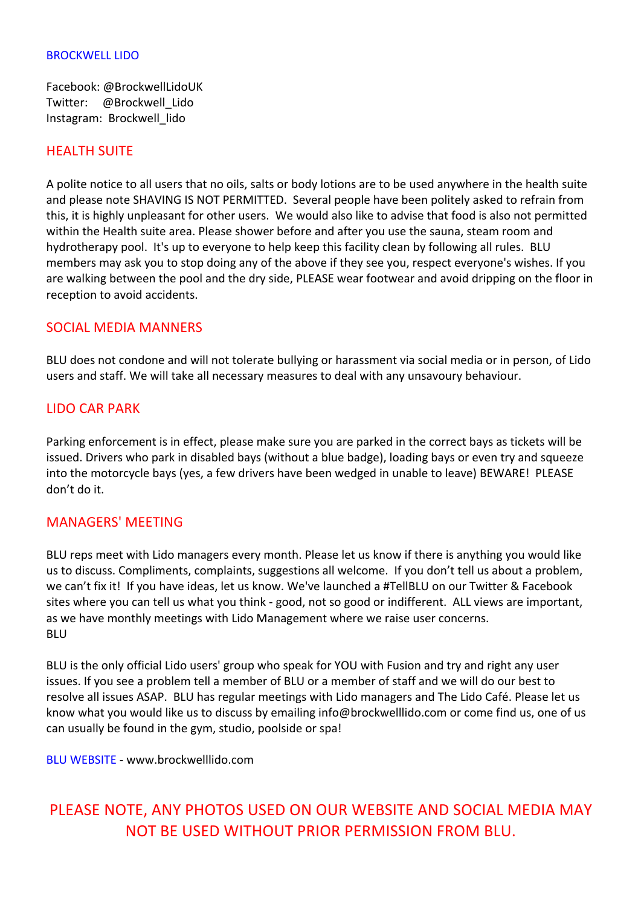BROCKWELL LIDO

Facebook: @BrockwellLidoUK
Twitter: @Brockwell_Lido
Instagram: Brockwell_lido

## HEALTH SUITE

A polite notice to all users that no oils, salts or body lotions are to be used anywhere in the health suite and please note SHAVING IS NOT PERMITTED. Several people have been politely asked to refrain from this, it is highly unpleasant for other users. We would also like to advise that food is also not permitted within the Health suite area. Please shower before and after you use the sauna, steam room and hydrotherapy pool. It's up to everyone to help keep this facility clean by following all rules. BLU members may ask you to stop doing any of the above if they see you, respect everyone's wishes. If you are walking between the pool and the dry side, PLEASE wear footwear and avoid dripping on the floor in reception to avoid accidents.

## SOCIAL MEDIA MANNERS

BLU does not condone and will not tolerate bullying or harassment via social media or in person, of Lido users and staff. We will take all necessary measures to deal with any unsavoury behaviour.

## LIDO CAR PARK

Parking enforcement is in effect, please make sure you are parked in the correct bays as tickets will be issued. Drivers who park in disabled bays (without a blue badge), loading bays or even try and squeeze into the motorcycle bays (yes, a few drivers have been wedged in unable to leave) BEWARE! PLEASE don't do it.

## MANAGERS' MEETING

BLU reps meet with Lido managers every month. Please let us know if there is anything you would like us to discuss. Compliments, complaints, suggestions all welcome. If you don't tell us about a problem, we can't fix it! If you have ideas, let us know. We've launched a #TellBLU on our Twitter & Facebook sites where you can tell us what you think - good, not so good or indifferent. ALL views are important, as we have monthly meetings with Lido Management where we raise user concerns.
BLU

BLU is the only official Lido users' group who speak for YOU with Fusion and try and right any user issues. If you see a problem tell a member of BLU or a member of staff and we will do our best to resolve all issues ASAP. BLU has regular meetings with Lido managers and The Lido Café. Please let us know what you would like us to discuss by emailing info@brockwelllido.com or come find us, one of us can usually be found in the gym, studio, poolside or spa!

BLU WEBSITE - www.brockwelllido.com

## PLEASE NOTE, ANY PHOTOS USED ON OUR WEBSITE AND SOCIAL MEDIA MAY NOT BE USED WITHOUT PRIOR PERMISSION FROM BLU.